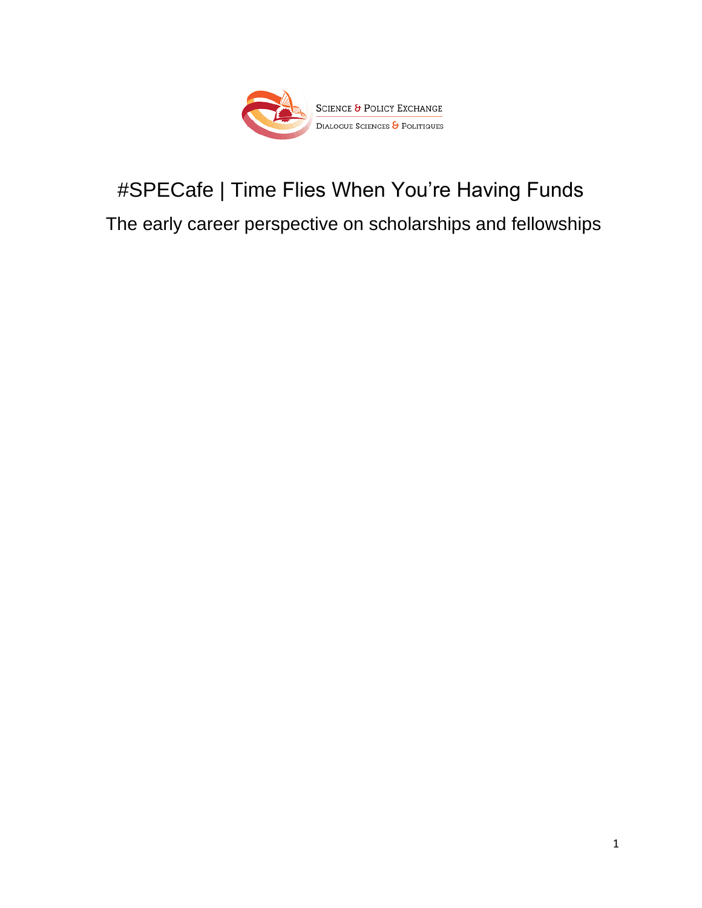Science & Policy Exchange
Dialogue Sciences & Politiques

# #SPECafe | Time Flies When You're Having Funds

## The early career perspective on scholarships and fellowships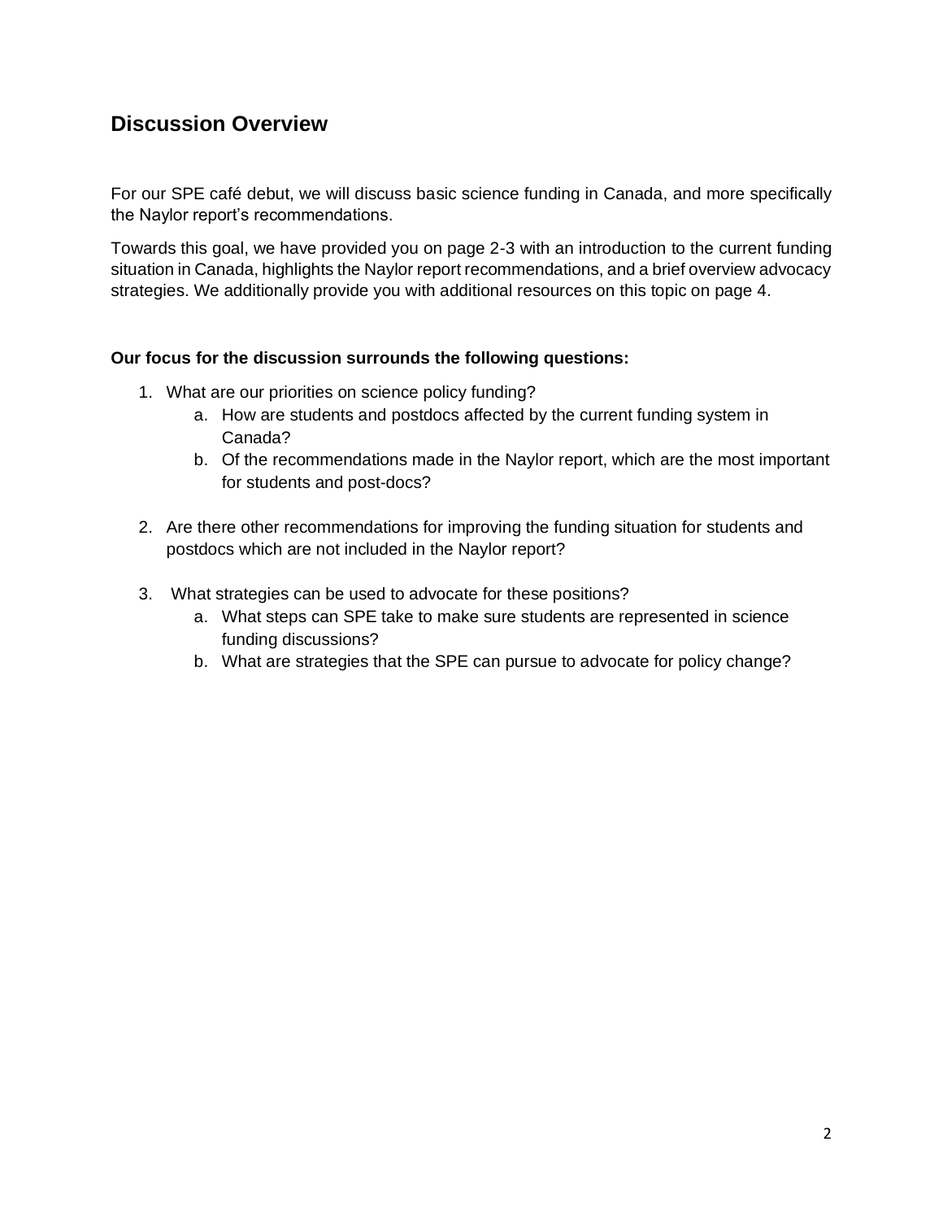## Discussion Overview

For our SPE café debut, we will discuss basic science funding in Canada, and more specifically the Naylor report's recommendations.

Towards this goal, we have provided you on page 2-3 with an introduction to the current funding situation in Canada, highlights the Naylor report recommendations, and a brief overview advocacy strategies. We additionally provide you with additional resources on this topic on page 4.

**Our focus for the discussion surrounds the following questions:**

1. What are our priorities on science policy funding?
   a. How are students and postdocs affected by the current funding system in Canada?
   b. Of the recommendations made in the Naylor report, which are the most important for students and post-docs?

2. Are there other recommendations for improving the funding situation for students and postdocs which are not included in the Naylor report?

3. What strategies can be used to advocate for these positions?
   a. What steps can SPE take to make sure students are represented in science funding discussions?
   b. What are strategies that the SPE can pursue to advocate for policy change?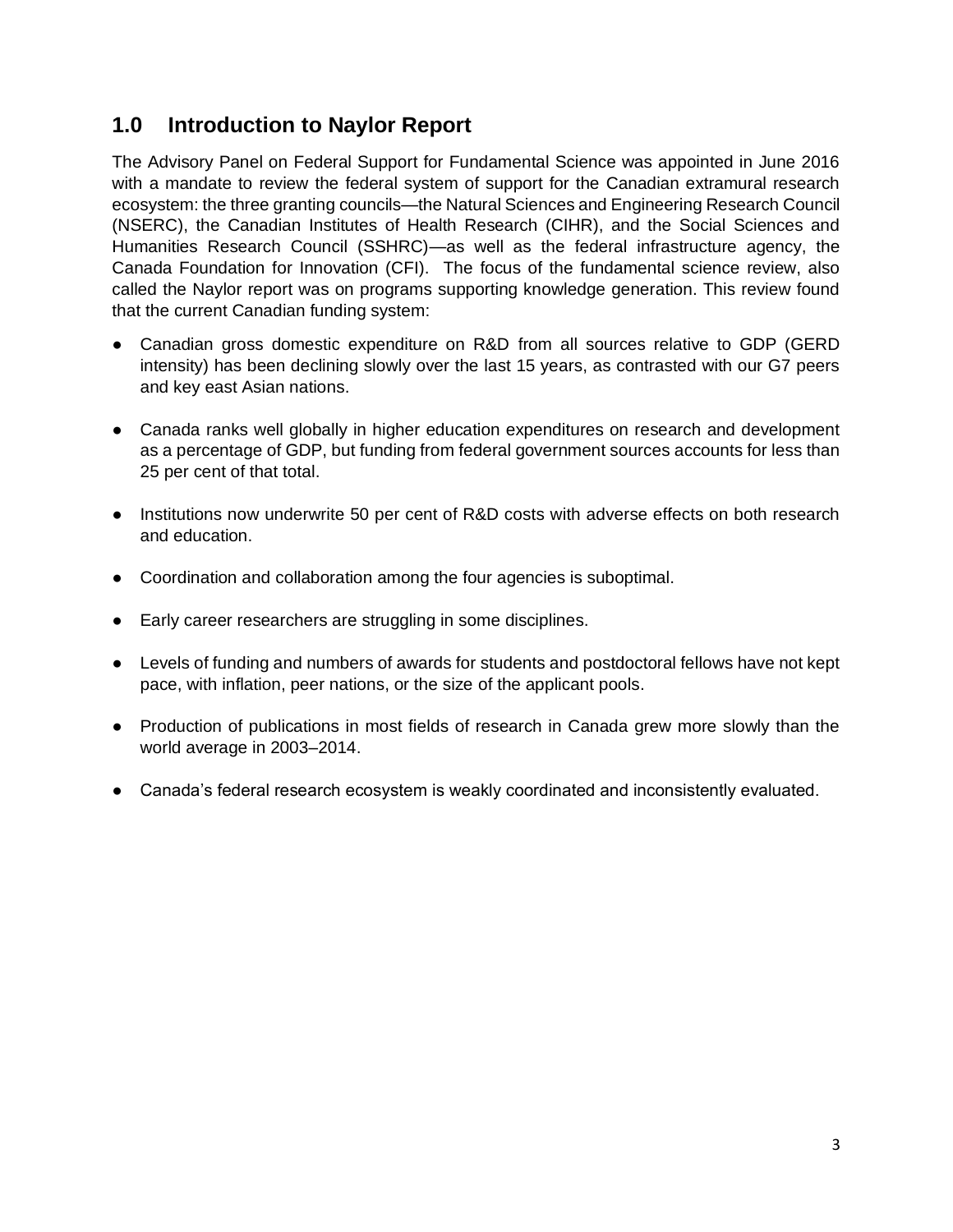## 1.0 Introduction to Naylor Report

The Advisory Panel on Federal Support for Fundamental Science was appointed in June 2016 with a mandate to review the federal system of support for the Canadian extramural research ecosystem: the three granting councils—the Natural Sciences and Engineering Research Council (NSERC), the Canadian Institutes of Health Research (CIHR), and the Social Sciences and Humanities Research Council (SSHRC)—as well as the federal infrastructure agency, the Canada Foundation for Innovation (CFI). The focus of the fundamental science review, also called the Naylor report was on programs supporting knowledge generation. This review found that the current Canadian funding system:

- Canadian gross domestic expenditure on R&D from all sources relative to GDP (GERD intensity) has been declining slowly over the last 15 years, as contrasted with our G7 peers and key east Asian nations.
- Canada ranks well globally in higher education expenditures on research and development as a percentage of GDP, but funding from federal government sources accounts for less than 25 per cent of that total.
- Institutions now underwrite 50 per cent of R&D costs with adverse effects on both research and education.
- Coordination and collaboration among the four agencies is suboptimal.
- Early career researchers are struggling in some disciplines.
- Levels of funding and numbers of awards for students and postdoctoral fellows have not kept pace, with inflation, peer nations, or the size of the applicant pools.
- Production of publications in most fields of research in Canada grew more slowly than the world average in 2003–2014.
- Canada's federal research ecosystem is weakly coordinated and inconsistently evaluated.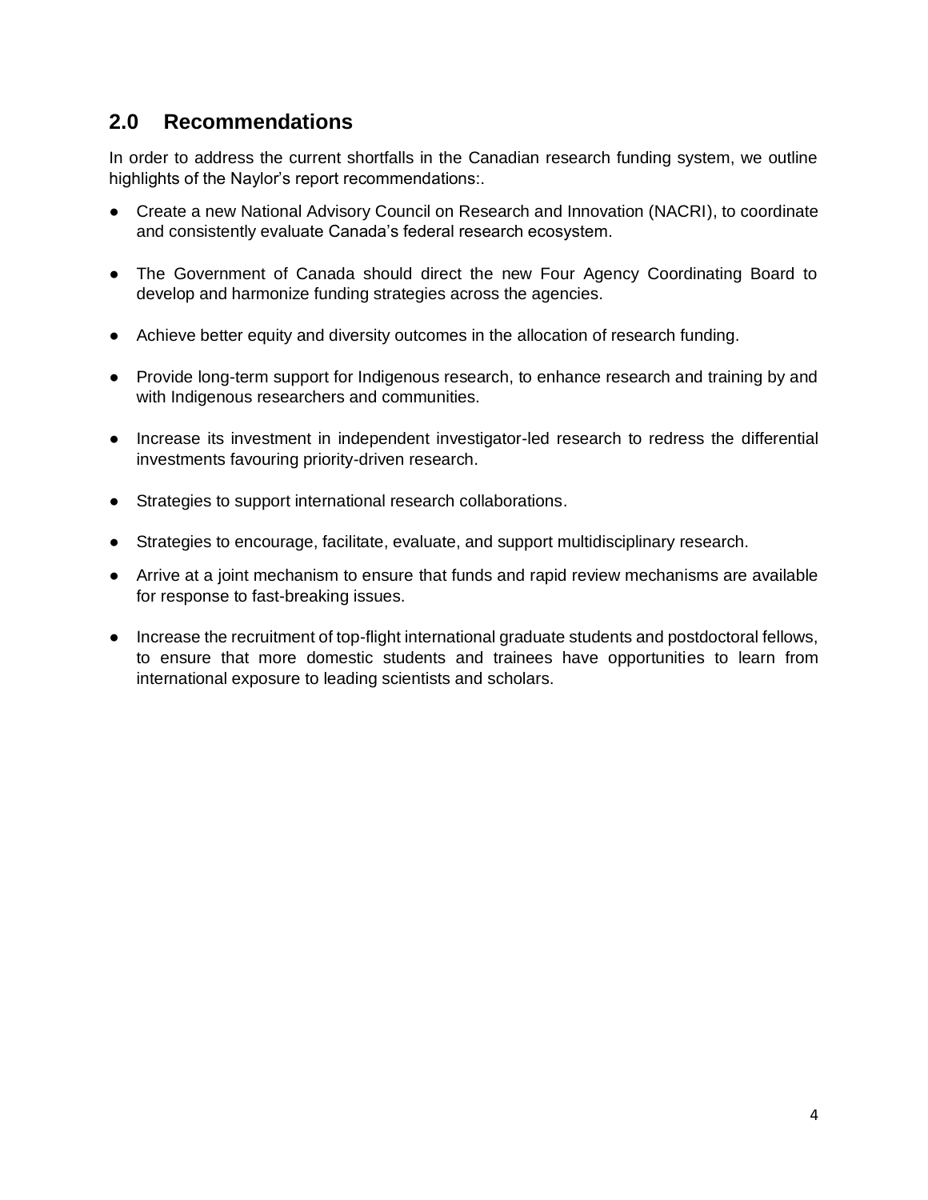## 2.0 Recommendations

In order to address the current shortfalls in the Canadian research funding system, we outline highlights of the Naylor's report recommendations:.

- Create a new National Advisory Council on Research and Innovation (NACRI), to coordinate and consistently evaluate Canada's federal research ecosystem.
- The Government of Canada should direct the new Four Agency Coordinating Board to develop and harmonize funding strategies across the agencies.
- Achieve better equity and diversity outcomes in the allocation of research funding.
- Provide long-term support for Indigenous research, to enhance research and training by and with Indigenous researchers and communities.
- Increase its investment in independent investigator-led research to redress the differential investments favouring priority-driven research.
- Strategies to support international research collaborations.
- Strategies to encourage, facilitate, evaluate, and support multidisciplinary research.
- Arrive at a joint mechanism to ensure that funds and rapid review mechanisms are available for response to fast-breaking issues.
- Increase the recruitment of top-flight international graduate students and postdoctoral fellows, to ensure that more domestic students and trainees have opportunities to learn from international exposure to leading scientists and scholars.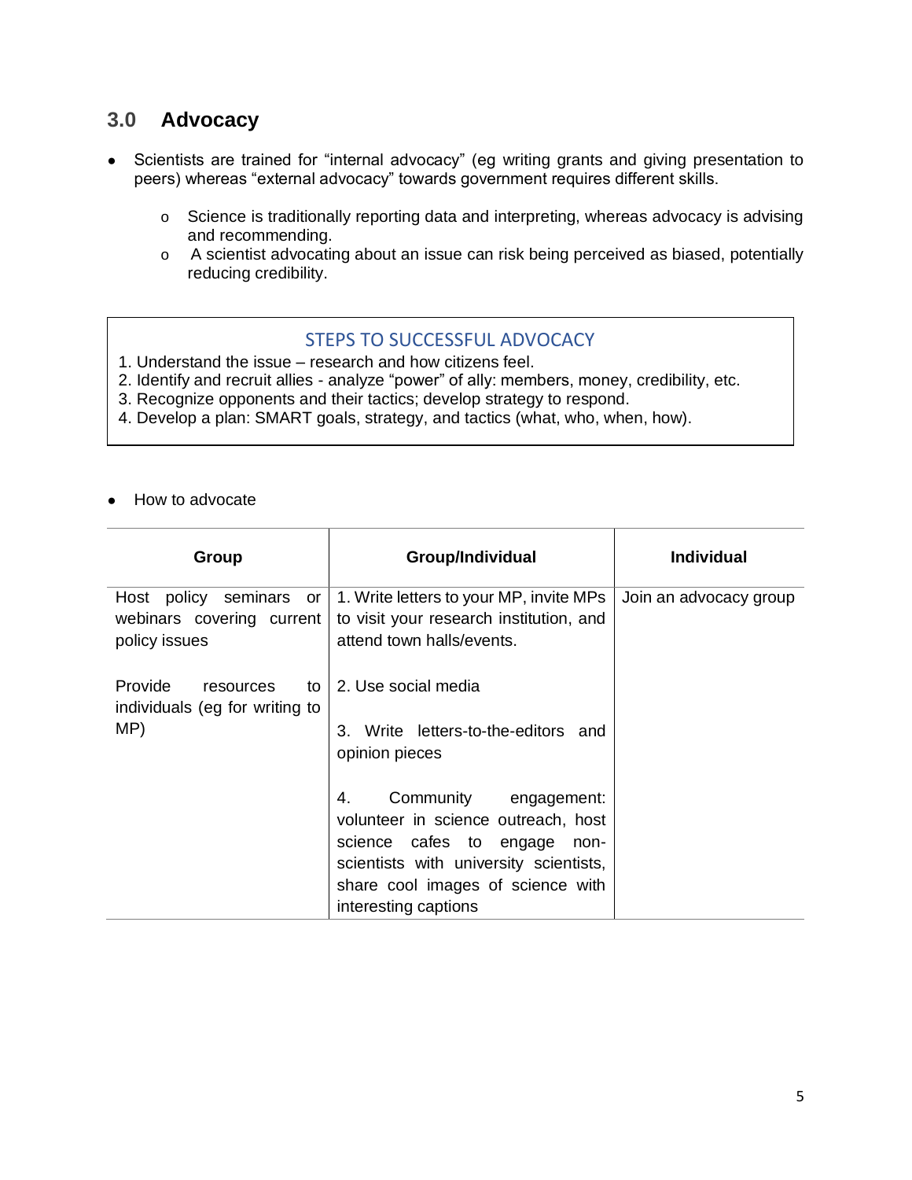## 3.0 Advocacy

- Scientists are trained for "internal advocacy" (eg writing grants and giving presentation to peers) whereas "external advocacy" towards government requires different skills.
    - Science is traditionally reporting data and interpreting, whereas advocacy is advising and recommending.
    - A scientist advocating about an issue can risk being perceived as biased, potentially reducing credibility.

> **STEPS TO SUCCESSFUL ADVOCACY**
>
> 1. Understand the issue – research and how citizens feel.
> 2. Identify and recruit allies - analyze "power" of ally: members, money, credibility, etc.
> 3. Recognize opponents and their tactics; develop strategy to respond.
> 4. Develop a plan: SMART goals, strategy, and tactics (what, who, when, how).

- How to advocate

| Group | Group/Individual | Individual |
|---|---|---|
| Host policy seminars or webinars covering current policy issues<br><br>Provide resources to individuals (eg for writing to MP) | 1. Write letters to your MP, invite MPs to visit your research institution, and attend town halls/events.<br><br>2. Use social media<br><br>3. Write letters-to-the-editors and opinion pieces<br><br>4. Community engagement: volunteer in science outreach, host science cafes to engage non-scientists with university scientists, share cool images of science with interesting captions | Join an advocacy group |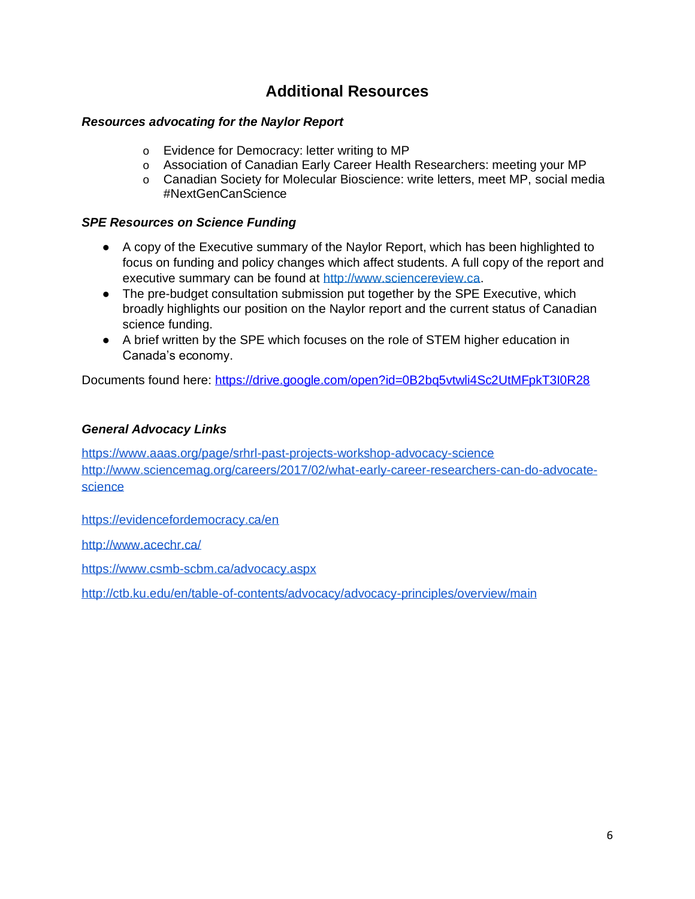## Additional Resources

***Resources advocating for the Naylor Report***

- Evidence for Democracy: letter writing to MP
- Association of Canadian Early Career Health Researchers: meeting your MP
- Canadian Society for Molecular Bioscience: write letters, meet MP, social media #NextGenCanScience

***SPE Resources on Science Funding***

- A copy of the Executive summary of the Naylor Report, which has been highlighted to focus on funding and policy changes which affect students. A full copy of the report and executive summary can be found at http://www.sciencereview.ca.
- The pre-budget consultation submission put together by the SPE Executive, which broadly highlights our position on the Naylor report and the current status of Canadian science funding.
- A brief written by the SPE which focuses on the role of STEM higher education in Canada's economy.

Documents found here: https://drive.google.com/open?id=0B2bq5vtwli4Sc2UtMFpkT3I0R28

***General Advocacy Links***

https://www.aaas.org/page/srhrl-past-projects-workshop-advocacy-science
http://www.sciencemag.org/careers/2017/02/what-early-career-researchers-can-do-advocate-science

https://evidencefordemocracy.ca/en

http://www.acechr.ca/

https://www.csmb-scbm.ca/advocacy.aspx

http://ctb.ku.edu/en/table-of-contents/advocacy/advocacy-principles/overview/main